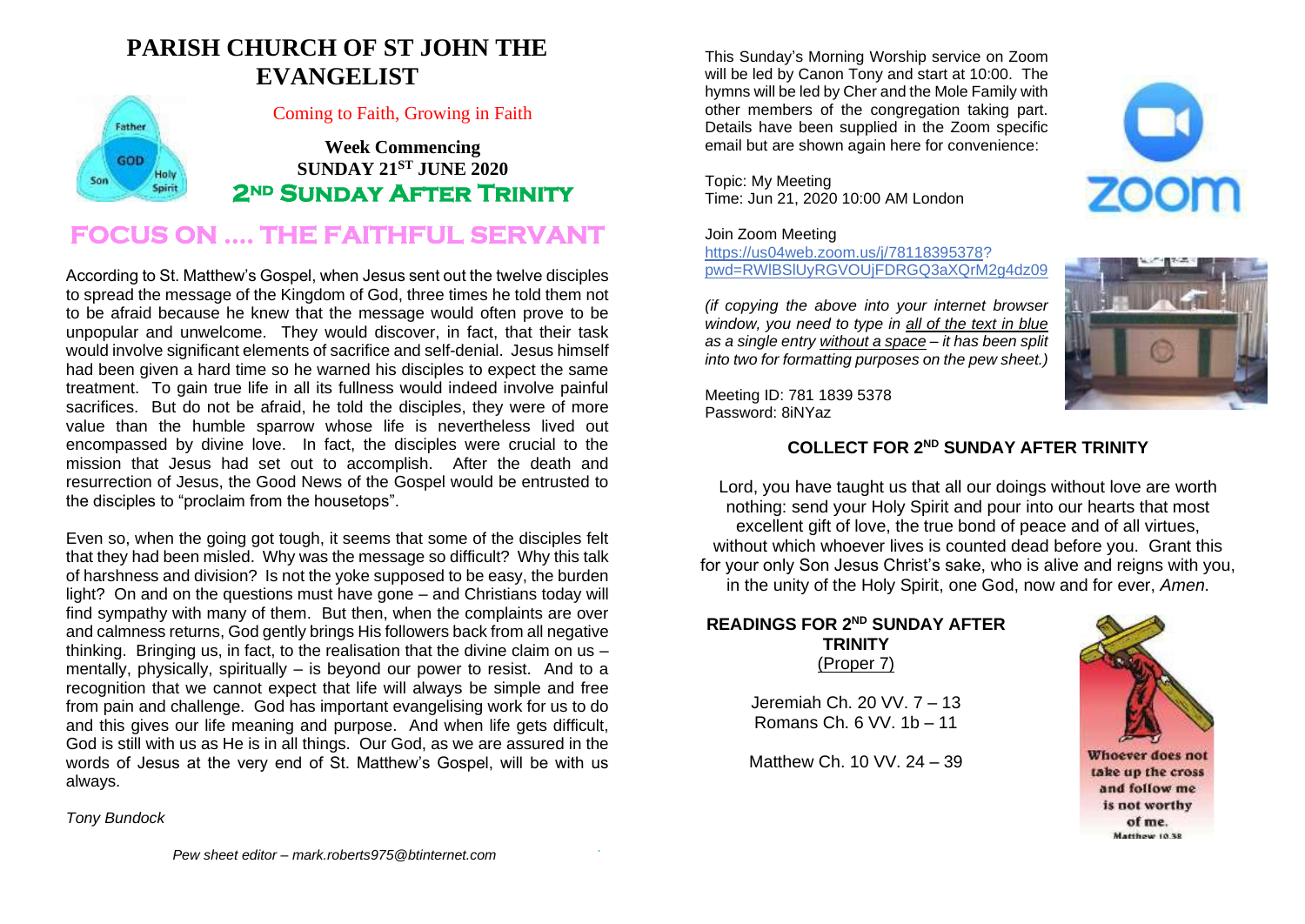# PARISH CHURCH OF ST JOHN THE EVANGELIST

Coming to Faith, Growing in Faith

**Week Commencing**
**SUNDAY 21ST JUNE 2020**
**2ND SUNDAY AFTER TRINITY**

## FOCUS ON .... THE FAITHFUL SERVANT

According to St. Matthew's Gospel, when Jesus sent out the twelve disciples to spread the message of the Kingdom of God, three times he told them not to be afraid because he knew that the message would often prove to be unpopular and unwelcome. They would discover, in fact, that their task would involve significant elements of sacrifice and self-denial. Jesus himself had been given a hard time so he warned his disciples to expect the same treatment. To gain true life in all its fullness would indeed involve painful sacrifices. But do not be afraid, he told the disciples, they were of more value than the humble sparrow whose life is nevertheless lived out encompassed by divine love. In fact, the disciples were crucial to the mission that Jesus had set out to accomplish. After the death and resurrection of Jesus, the Good News of the Gospel would be entrusted to the disciples to "proclaim from the housetops".

Even so, when the going got tough, it seems that some of the disciples felt that they had been misled. Why was the message so difficult? Why this talk of harshness and division? Is not the yoke supposed to be easy, the burden light? On and on the questions must have gone – and Christians today will find sympathy with many of them. But then, when the complaints are over and calmness returns, God gently brings His followers back from all negative thinking. Bringing us, in fact, to the realisation that the divine claim on us – mentally, physically, spiritually – is beyond our power to resist. And to a recognition that we cannot expect that life will always be simple and free from pain and challenge. God has important evangelising work for us to do and this gives our life meaning and purpose. And when life gets difficult, God is still with us as He is in all things. Our God, as we are assured in the words of Jesus at the very end of St. Matthew's Gospel, will be with us always.

*Tony Bundock*

*Pew sheet editor – mark.roberts975@btinternet.com*

This Sunday's Morning Worship service on Zoom will be led by Canon Tony and start at 10:00. The hymns will be led by Cher and the Mole Family with other members of the congregation taking part. Details have been supplied in the Zoom specific email but are shown again here for convenience:

Topic: My Meeting
Time: Jun 21, 2020 10:00 AM London

Join Zoom Meeting
https://us04web.zoom.us/j/78118395378?pwd=RWlBSlUyRGVOUjFDRGQ3aXQrM2g4dz09

*(if copying the above into your internet browser window, you need to type in all of the text in blue as a single entry without a space – it has been split into two for formatting purposes on the pew sheet.)*

Meeting ID: 781 1839 5378
Password: 8iNYaz

### COLLECT FOR 2ND SUNDAY AFTER TRINITY

Lord, you have taught us that all our doings without love are worth nothing: send your Holy Spirit and pour into our hearts that most excellent gift of love, the true bond of peace and of all virtues, without which whoever lives is counted dead before you. Grant this for your only Son Jesus Christ's sake, who is alive and reigns with you, in the unity of the Holy Spirit, one God, now and for ever, *Amen.*

### READINGS FOR 2ND SUNDAY AFTER TRINITY
(Proper 7)

Jeremiah Ch. 20 VV. 7 – 13
Romans Ch. 6 VV. 1b – 11

Matthew Ch. 10 VV. 24 – 39

Whoever does not take up the cross and follow me is not worthy of me.
Matthew 10.38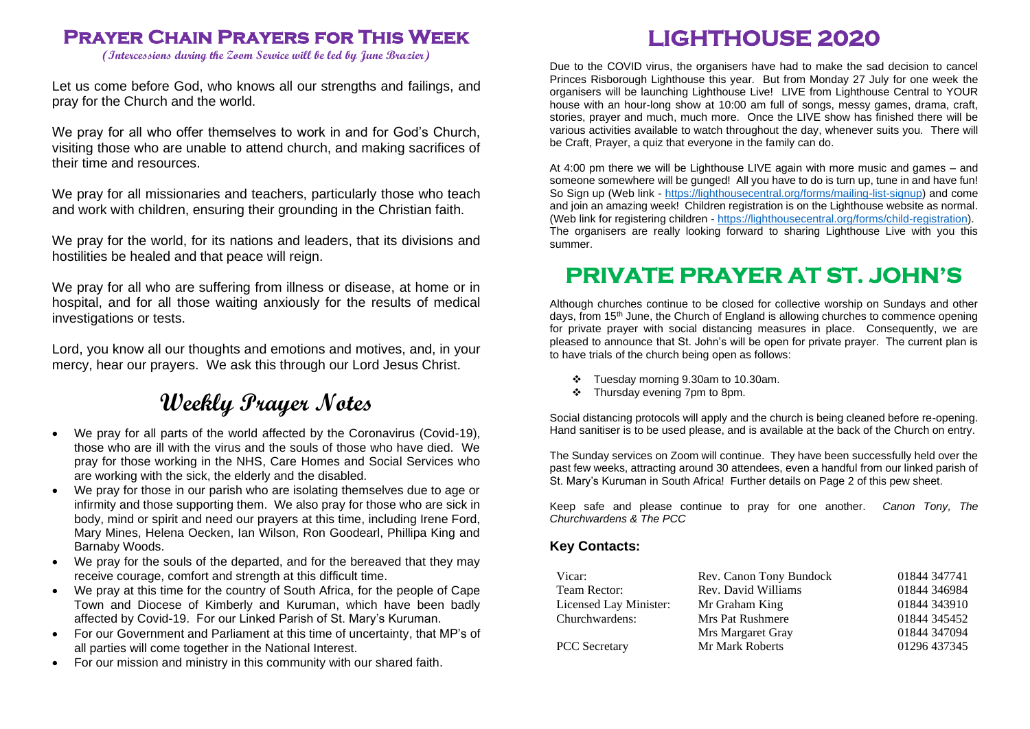# Prayer Chain Prayers for This Week

*(Intercessions during the Zoom Service will be led by June Brazier)*

Let us come before God, who knows all our strengths and failings, and pray for the Church and the world.

We pray for all who offer themselves to work in and for God's Church, visiting those who are unable to attend church, and making sacrifices of their time and resources.

We pray for all missionaries and teachers, particularly those who teach and work with children, ensuring their grounding in the Christian faith.

We pray for the world, for its nations and leaders, that its divisions and hostilities be healed and that peace will reign.

We pray for all who are suffering from illness or disease, at home or in hospital, and for all those waiting anxiously for the results of medical investigations or tests.

Lord, you know all our thoughts and emotions and motives, and, in your mercy, hear our prayers. We ask this through our Lord Jesus Christ.

# Weekly Prayer Notes

- We pray for all parts of the world affected by the Coronavirus (Covid-19), those who are ill with the virus and the souls of those who have died. We pray for those working in the NHS, Care Homes and Social Services who are working with the sick, the elderly and the disabled.
- We pray for those in our parish who are isolating themselves due to age or infirmity and those supporting them. We also pray for those who are sick in body, mind or spirit and need our prayers at this time, including Irene Ford, Mary Mines, Helena Oecken, Ian Wilson, Ron Goodearl, Phillipa King and Barnaby Woods.
- We pray for the souls of the departed, and for the bereaved that they may receive courage, comfort and strength at this difficult time.
- We pray at this time for the country of South Africa, for the people of Cape Town and Diocese of Kimberly and Kuruman, which have been badly affected by Covid-19. For our Linked Parish of St. Mary's Kuruman.
- For our Government and Parliament at this time of uncertainty, that MP's of all parties will come together in the National Interest.
- For our mission and ministry in this community with our shared faith.

# LIGHTHOUSE 2020

Due to the COVID virus, the organisers have had to make the sad decision to cancel Princes Risborough Lighthouse this year. But from Monday 27 July for one week the organisers will be launching Lighthouse Live! LIVE from Lighthouse Central to YOUR house with an hour-long show at 10:00 am full of songs, messy games, drama, craft, stories, prayer and much, much more. Once the LIVE show has finished there will be various activities available to watch throughout the day, whenever suits you. There will be Craft, Prayer, a quiz that everyone in the family can do.

At 4:00 pm there we will be Lighthouse LIVE again with more music and games – and someone somewhere will be gunged! All you have to do is turn up, tune in and have fun! So Sign up (Web link - https://lighthousecentral.org/forms/mailing-list-signup) and come and join an amazing week! Children registration is on the Lighthouse website as normal. (Web link for registering children - https://lighthousecentral.org/forms/child-registration). The organisers are really looking forward to sharing Lighthouse Live with you this summer.

# PRIVATE PRAYER AT ST. JOHN'S

Although churches continue to be closed for collective worship on Sundays and other days, from 15th June, the Church of England is allowing churches to commence opening for private prayer with social distancing measures in place. Consequently, we are pleased to announce that St. John's will be open for private prayer. The current plan is to have trials of the church being open as follows:

- Tuesday morning 9.30am to 10.30am.
- Thursday evening 7pm to 8pm.

Social distancing protocols will apply and the church is being cleaned before re-opening. Hand sanitiser is to be used please, and is available at the back of the Church on entry.

The Sunday services on Zoom will continue. They have been successfully held over the past few weeks, attracting around 30 attendees, even a handful from our linked parish of St. Mary's Kuruman in South Africa! Further details on Page 2 of this pew sheet.

Keep safe and please continue to pray for one another. *Canon Tony, The Churchwardens & The PCC*

### Key Contacts:

| | | |
|---|---|---|
| Vicar: | Rev. Canon Tony Bundock | 01844 347741 |
| Team Rector: | Rev. David Williams | 01844 346984 |
| Licensed Lay Minister: | Mr Graham King | 01844 343910 |
| Churchwardens: | Mrs Pat Rushmere | 01844 345452 |
| | Mrs Margaret Gray | 01844 347094 |
| PCC Secretary | Mr Mark Roberts | 01296 437345 |